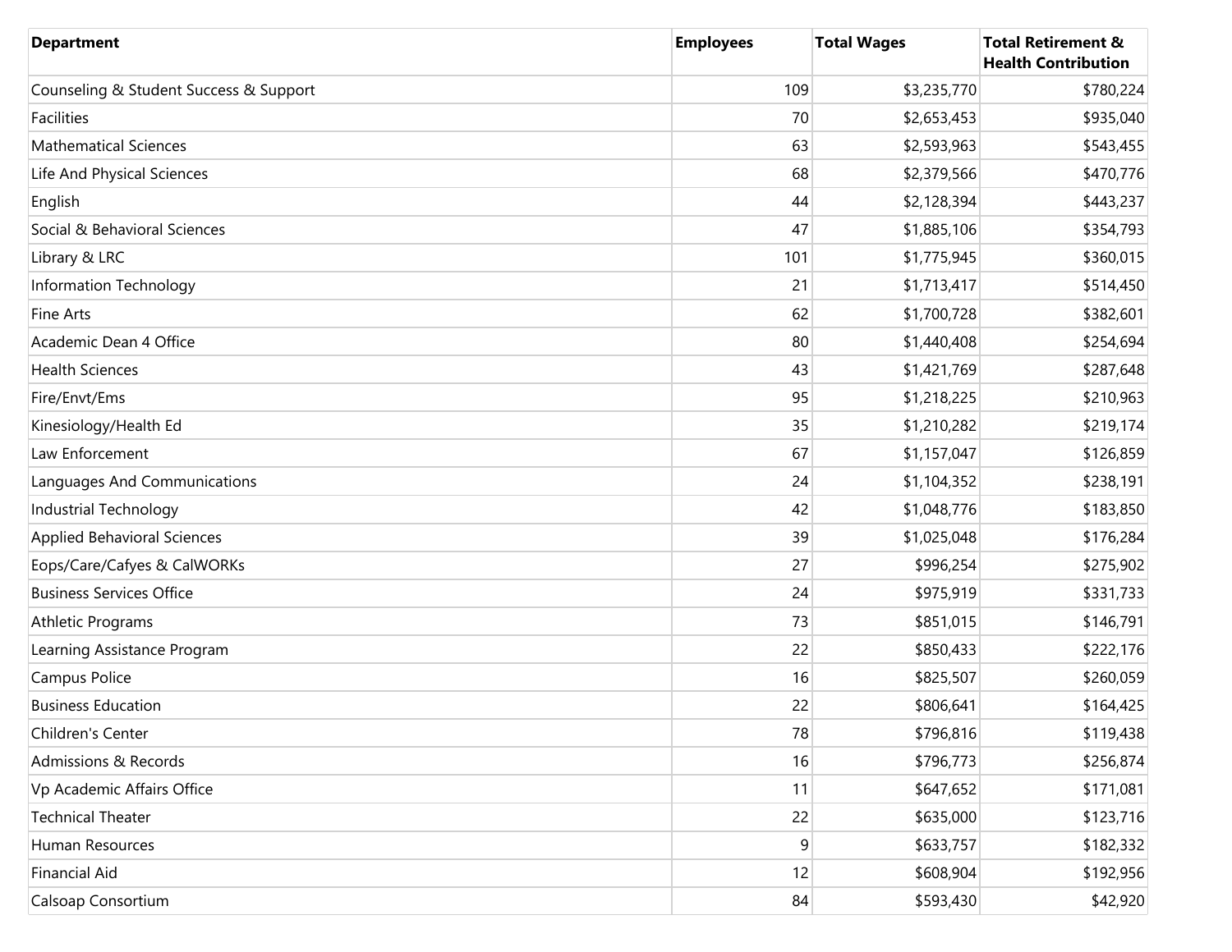| Department | Employees | Total Wages | Total Retirement & Health Contribution |
|---|---|---|---|
| Counseling & Student Success & Support | 109 | $3,235,770 | $780,224 |
| Facilities | 70 | $2,653,453 | $935,040 |
| Mathematical Sciences | 63 | $2,593,963 | $543,455 |
| Life And Physical Sciences | 68 | $2,379,566 | $470,776 |
| English | 44 | $2,128,394 | $443,237 |
| Social & Behavioral Sciences | 47 | $1,885,106 | $354,793 |
| Library & LRC | 101 | $1,775,945 | $360,015 |
| Information Technology | 21 | $1,713,417 | $514,450 |
| Fine Arts | 62 | $1,700,728 | $382,601 |
| Academic Dean 4 Office | 80 | $1,440,408 | $254,694 |
| Health Sciences | 43 | $1,421,769 | $287,648 |
| Fire/Envt/Ems | 95 | $1,218,225 | $210,963 |
| Kinesiology/Health Ed | 35 | $1,210,282 | $219,174 |
| Law Enforcement | 67 | $1,157,047 | $126,859 |
| Languages And Communications | 24 | $1,104,352 | $238,191 |
| Industrial Technology | 42 | $1,048,776 | $183,850 |
| Applied Behavioral Sciences | 39 | $1,025,048 | $176,284 |
| Eops/Care/Cafyes & CalWORKs | 27 | $996,254 | $275,902 |
| Business Services Office | 24 | $975,919 | $331,733 |
| Athletic Programs | 73 | $851,015 | $146,791 |
| Learning Assistance Program | 22 | $850,433 | $222,176 |
| Campus Police | 16 | $825,507 | $260,059 |
| Business Education | 22 | $806,641 | $164,425 |
| Children's Center | 78 | $796,816 | $119,438 |
| Admissions & Records | 16 | $796,773 | $256,874 |
| Vp Academic Affairs Office | 11 | $647,652 | $171,081 |
| Technical Theater | 22 | $635,000 | $123,716 |
| Human Resources | 9 | $633,757 | $182,332 |
| Financial Aid | 12 | $608,904 | $192,956 |
| Calsoap Consortium | 84 | $593,430 | $42,920 |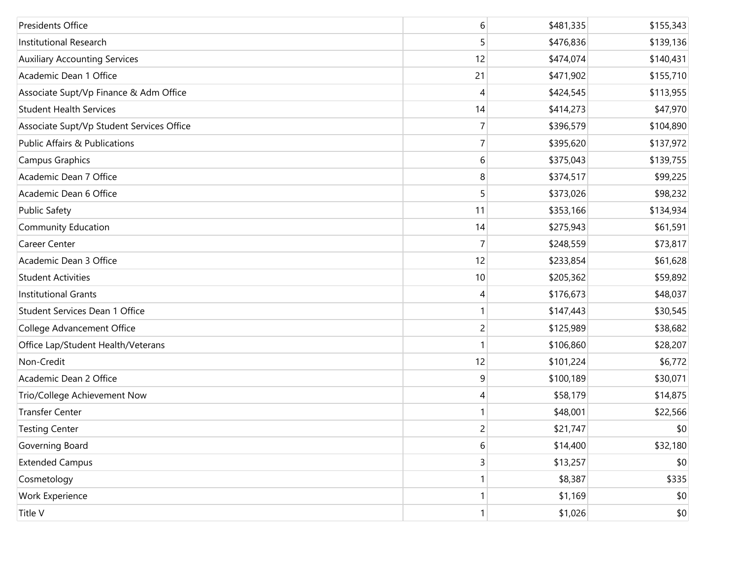| | | | |
|---|---|---|---|
| Presidents Office | 6 | $481,335 | $155,343 |
| Institutional Research | 5 | $476,836 | $139,136 |
| Auxiliary Accounting Services | 12 | $474,074 | $140,431 |
| Academic Dean 1 Office | 21 | $471,902 | $155,710 |
| Associate Supt/Vp Finance & Adm Office | 4 | $424,545 | $113,955 |
| Student Health Services | 14 | $414,273 | $47,970 |
| Associate Supt/Vp Student Services Office | 7 | $396,579 | $104,890 |
| Public Affairs & Publications | 7 | $395,620 | $137,972 |
| Campus Graphics | 6 | $375,043 | $139,755 |
| Academic Dean 7 Office | 8 | $374,517 | $99,225 |
| Academic Dean 6 Office | 5 | $373,026 | $98,232 |
| Public Safety | 11 | $353,166 | $134,934 |
| Community Education | 14 | $275,943 | $61,591 |
| Career Center | 7 | $248,559 | $73,817 |
| Academic Dean 3 Office | 12 | $233,854 | $61,628 |
| Student Activities | 10 | $205,362 | $59,892 |
| Institutional Grants | 4 | $176,673 | $48,037 |
| Student Services Dean 1 Office | 1 | $147,443 | $30,545 |
| College Advancement Office | 2 | $125,989 | $38,682 |
| Office Lap/Student Health/Veterans | 1 | $106,860 | $28,207 |
| Non-Credit | 12 | $101,224 | $6,772 |
| Academic Dean 2 Office | 9 | $100,189 | $30,071 |
| Trio/College Achievement Now | 4 | $58,179 | $14,875 |
| Transfer Center | 1 | $48,001 | $22,566 |
| Testing Center | 2 | $21,747 | $0 |
| Governing Board | 6 | $14,400 | $32,180 |
| Extended Campus | 3 | $13,257 | $0 |
| Cosmetology | 1 | $8,387 | $335 |
| Work Experience | 1 | $1,169 | $0 |
| Title V | 1 | $1,026 | $0 |